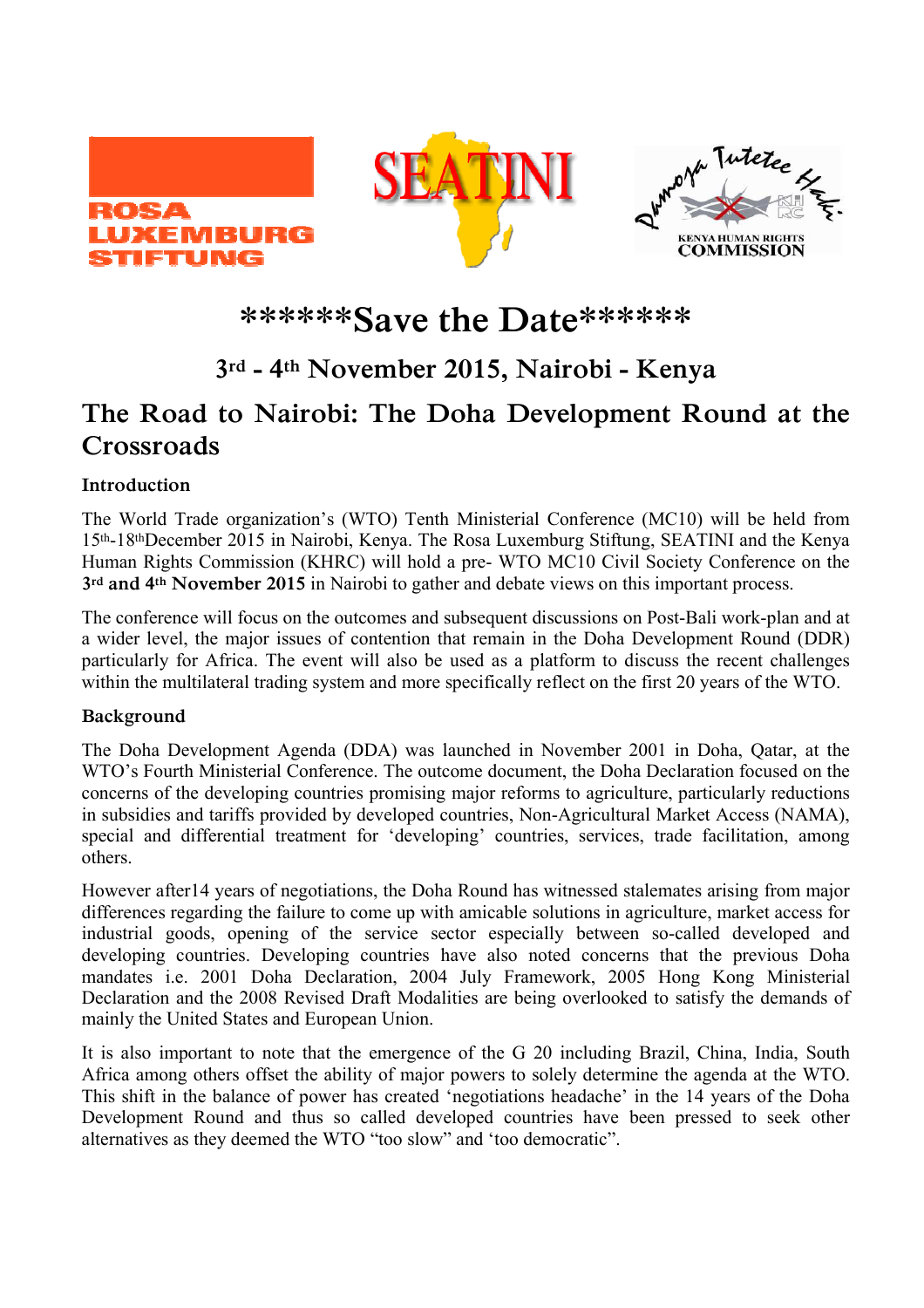ROSA LUXEMBURG STIFTUNG

SEATINI

Pamoja Tutetee Haki — KENYA HUMAN RIGHTS COMMISSION

# ******Save the Date******

## 3rd - 4th November 2015, Nairobi - Kenya

# The Road to Nairobi: The Doha Development Round at the Crossroads

### Introduction

The World Trade organization's (WTO) Tenth Ministerial Conference (MC10) will be held from 15th-18thDecember 2015 in Nairobi, Kenya. The Rosa Luxemburg Stiftung, SEATINI and the Kenya Human Rights Commission (KHRC) will hold a pre- WTO MC10 Civil Society Conference on the **3rd and 4th November 2015** in Nairobi to gather and debate views on this important process.

The conference will focus on the outcomes and subsequent discussions on Post-Bali work-plan and at a wider level, the major issues of contention that remain in the Doha Development Round (DDR) particularly for Africa. The event will also be used as a platform to discuss the recent challenges within the multilateral trading system and more specifically reflect on the first 20 years of the WTO.

### Background

The Doha Development Agenda (DDA) was launched in November 2001 in Doha, Qatar, at the WTO's Fourth Ministerial Conference. The outcome document, the Doha Declaration focused on the concerns of the developing countries promising major reforms to agriculture, particularly reductions in subsidies and tariffs provided by developed countries, Non-Agricultural Market Access (NAMA), special and differential treatment for 'developing' countries, services, trade facilitation, among others.

However after14 years of negotiations, the Doha Round has witnessed stalemates arising from major differences regarding the failure to come up with amicable solutions in agriculture, market access for industrial goods, opening of the service sector especially between so-called developed and developing countries. Developing countries have also noted concerns that the previous Doha mandates i.e. 2001 Doha Declaration, 2004 July Framework, 2005 Hong Kong Ministerial Declaration and the 2008 Revised Draft Modalities are being overlooked to satisfy the demands of mainly the United States and European Union.

It is also important to note that the emergence of the G 20 including Brazil, China, India, South Africa among others offset the ability of major powers to solely determine the agenda at the WTO. This shift in the balance of power has created 'negotiations headache' in the 14 years of the Doha Development Round and thus so called developed countries have been pressed to seek other alternatives as they deemed the WTO "too slow" and 'too democratic".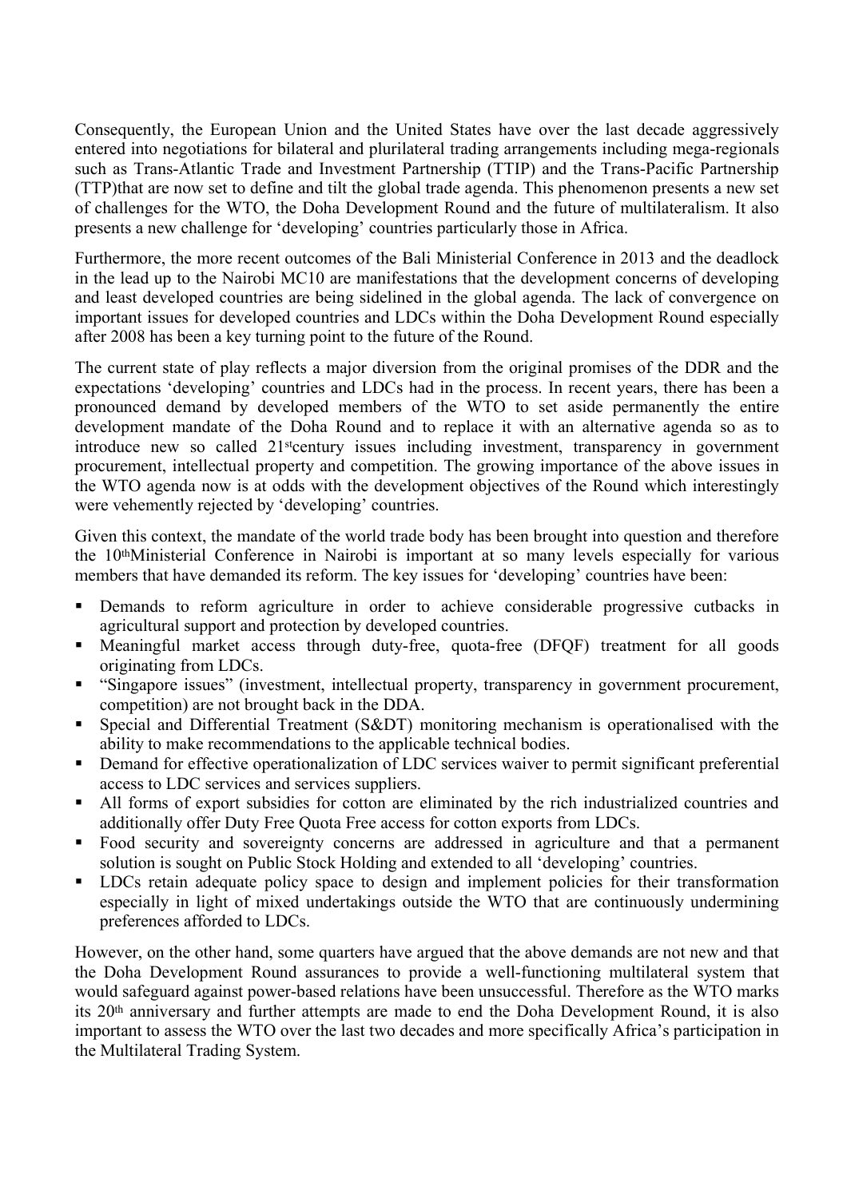Consequently, the European Union and the United States have over the last decade aggressively entered into negotiations for bilateral and plurilateral trading arrangements including mega-regionals such as Trans-Atlantic Trade and Investment Partnership (TTIP) and the Trans-Pacific Partnership (TTP)that are now set to define and tilt the global trade agenda. This phenomenon presents a new set of challenges for the WTO, the Doha Development Round and the future of multilateralism. It also presents a new challenge for 'developing' countries particularly those in Africa.

Furthermore, the more recent outcomes of the Bali Ministerial Conference in 2013 and the deadlock in the lead up to the Nairobi MC10 are manifestations that the development concerns of developing and least developed countries are being sidelined in the global agenda. The lack of convergence on important issues for developed countries and LDCs within the Doha Development Round especially after 2008 has been a key turning point to the future of the Round.

The current state of play reflects a major diversion from the original promises of the DDR and the expectations 'developing' countries and LDCs had in the process. In recent years, there has been a pronounced demand by developed members of the WTO to set aside permanently the entire development mandate of the Doha Round and to replace it with an alternative agenda so as to introduce new so called 21st century issues including investment, transparency in government procurement, intellectual property and competition. The growing importance of the above issues in the WTO agenda now is at odds with the development objectives of the Round which interestingly were vehemently rejected by 'developing' countries.

Given this context, the mandate of the world trade body has been brought into question and therefore the 10th Ministerial Conference in Nairobi is important at so many levels especially for various members that have demanded its reform. The key issues for 'developing' countries have been:

- Demands to reform agriculture in order to achieve considerable progressive cutbacks in agricultural support and protection by developed countries.
- Meaningful market access through duty-free, quota-free (DFQF) treatment for all goods originating from LDCs.
- "Singapore issues" (investment, intellectual property, transparency in government procurement, competition) are not brought back in the DDA.
- Special and Differential Treatment (S&DT) monitoring mechanism is operationalised with the ability to make recommendations to the applicable technical bodies.
- Demand for effective operationalization of LDC services waiver to permit significant preferential access to LDC services and services suppliers.
- All forms of export subsidies for cotton are eliminated by the rich industrialized countries and additionally offer Duty Free Quota Free access for cotton exports from LDCs.
- Food security and sovereignty concerns are addressed in agriculture and that a permanent solution is sought on Public Stock Holding and extended to all 'developing' countries.
- LDCs retain adequate policy space to design and implement policies for their transformation especially in light of mixed undertakings outside the WTO that are continuously undermining preferences afforded to LDCs.

However, on the other hand, some quarters have argued that the above demands are not new and that the Doha Development Round assurances to provide a well-functioning multilateral system that would safeguard against power-based relations have been unsuccessful. Therefore as the WTO marks its 20th anniversary and further attempts are made to end the Doha Development Round, it is also important to assess the WTO over the last two decades and more specifically Africa's participation in the Multilateral Trading System.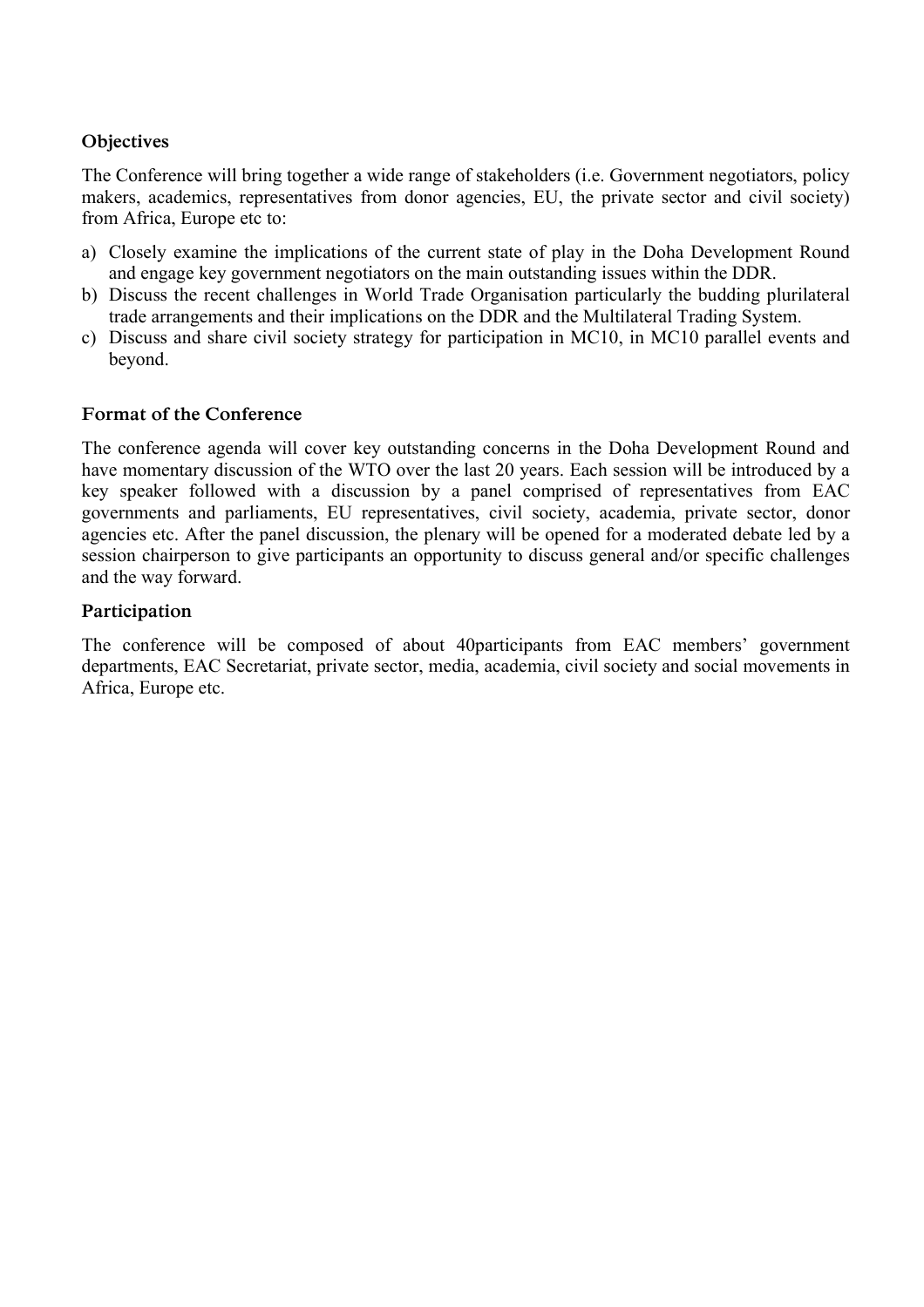## Objectives

The Conference will bring together a wide range of stakeholders (i.e. Government negotiators, policy makers, academics, representatives from donor agencies, EU, the private sector and civil society) from Africa, Europe etc to:

a) Closely examine the implications of the current state of play in the Doha Development Round and engage key government negotiators on the main outstanding issues within the DDR.
b) Discuss the recent challenges in World Trade Organisation particularly the budding plurilateral trade arrangements and their implications on the DDR and the Multilateral Trading System.
c) Discuss and share civil society strategy for participation in MC10, in MC10 parallel events and beyond.

## Format of the Conference

The conference agenda will cover key outstanding concerns in the Doha Development Round and have momentary discussion of the WTO over the last 20 years. Each session will be introduced by a key speaker followed with a discussion by a panel comprised of representatives from EAC governments and parliaments, EU representatives, civil society, academia, private sector, donor agencies etc. After the panel discussion, the plenary will be opened for a moderated debate led by a session chairperson to give participants an opportunity to discuss general and/or specific challenges and the way forward.

## Participation

The conference will be composed of about 40participants from EAC members' government departments, EAC Secretariat, private sector, media, academia, civil society and social movements in Africa, Europe etc.